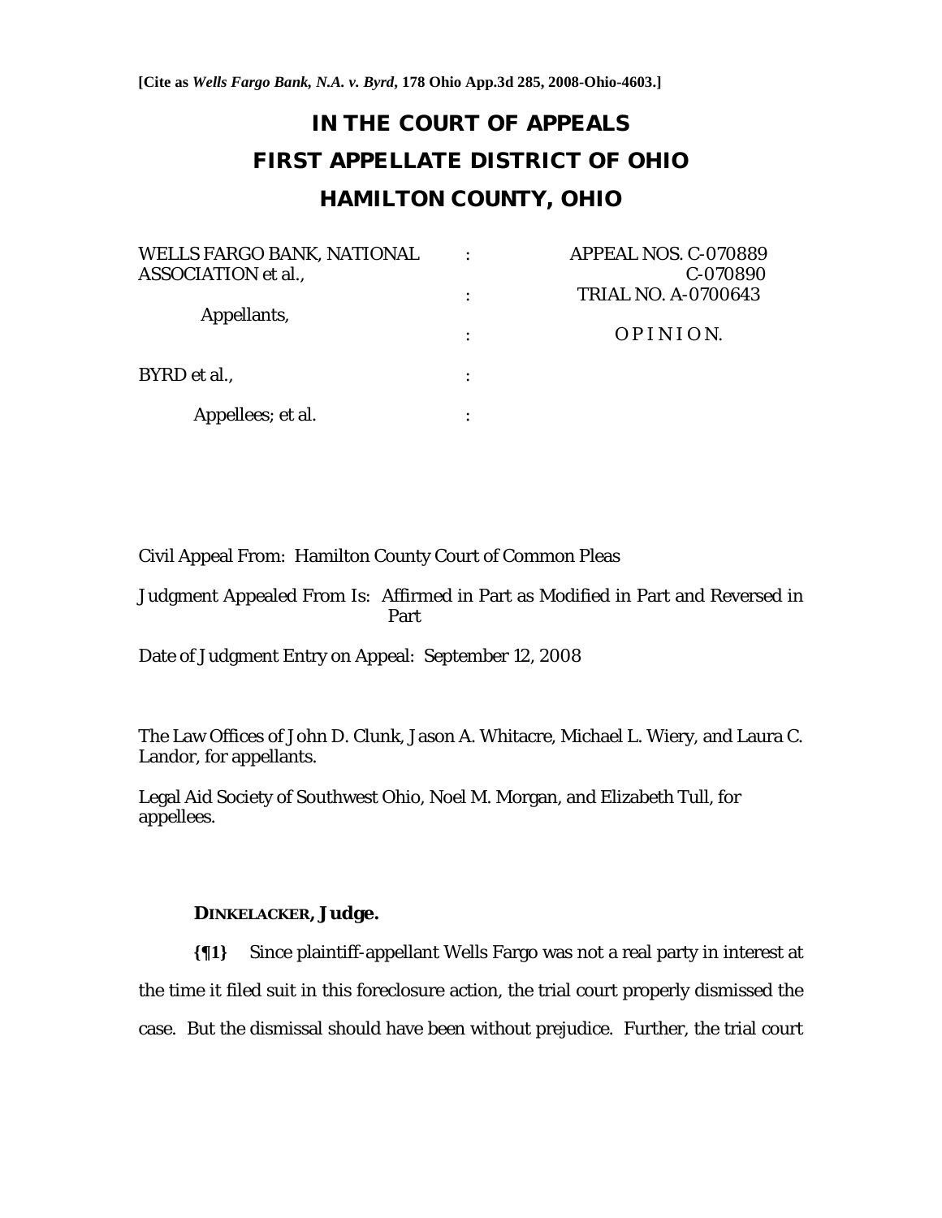**[Cite as *Wells Fargo Bank, N.A. v. Byrd*, 178 Ohio App.3d 285, 2008-Ohio-4603.]**

# IN THE COURT OF APPEALS
# FIRST APPELLATE DISTRICT OF OHIO
# HAMILTON COUNTY, OHIO

| | | |
|---|---|---|
| WELLS FARGO BANK, NATIONAL ASSOCIATION et al., | : | APPEAL NOS. C-070889 C-070890 |
| | : | TRIAL NO. A-0700643 |
| Appellants, | | |
| | : | O P I N I O N. |
| BYRD et al., | : | |
| Appellees; et al. | : | |

Civil Appeal From: Hamilton County Court of Common Pleas

Judgment Appealed From Is: Affirmed in Part as Modified in Part and Reversed in Part

Date of Judgment Entry on Appeal: September 12, 2008

The Law Offices of John D. Clunk, Jason A. Whitacre, Michael L. Wiery, and Laura C. Landor, for appellants.

Legal Aid Society of Southwest Ohio, Noel M. Morgan, and Elizabeth Tull, for appellees.

**DINKELACKER, Judge.**

**{¶1}** Since plaintiff-appellant Wells Fargo was not a real party in interest at the time it filed suit in this foreclosure action, the trial court properly dismissed the case. But the dismissal should have been without prejudice. Further, the trial court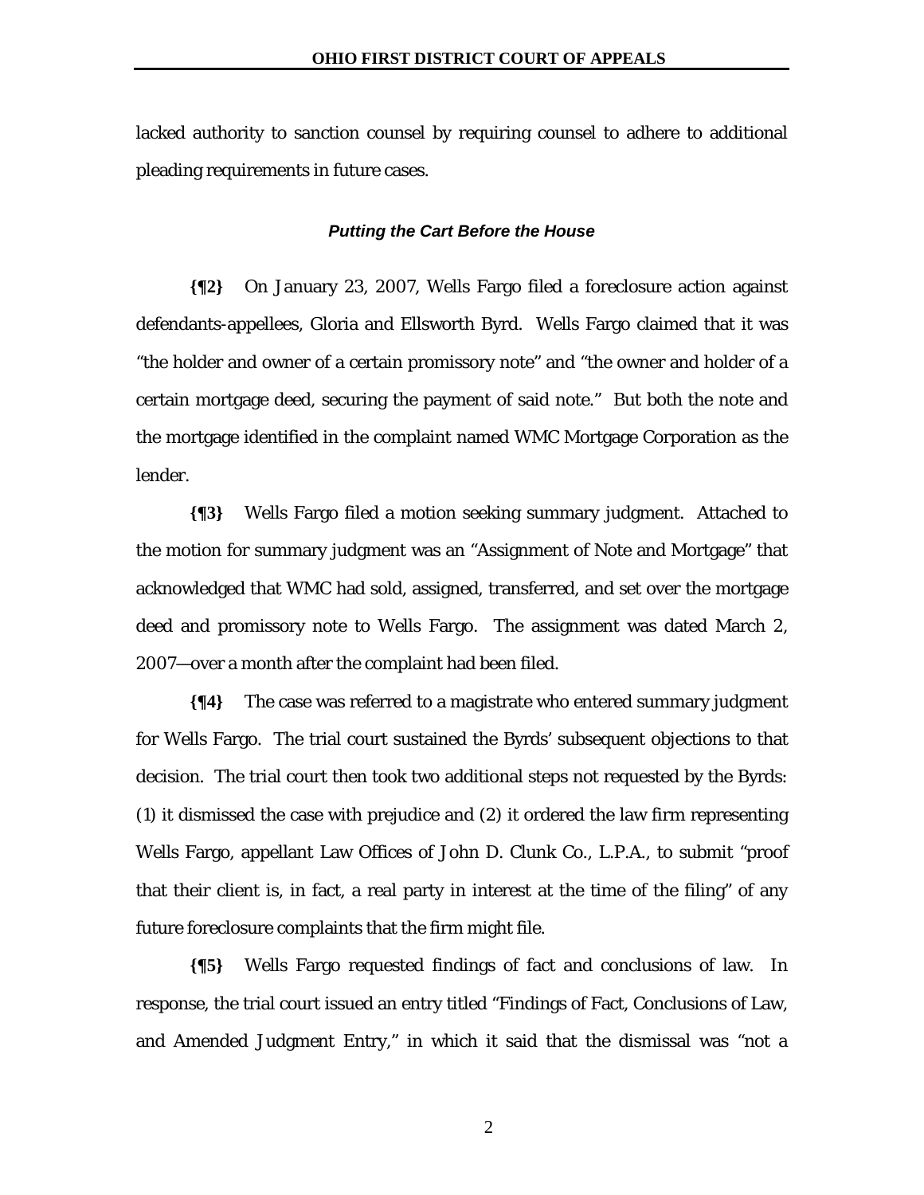lacked authority to sanction counsel by requiring counsel to adhere to additional pleading requirements in future cases.

### *Putting the Cart Before the House*

**{¶2}** On January 23, 2007, Wells Fargo filed a foreclosure action against defendants-appellees, Gloria and Ellsworth Byrd. Wells Fargo claimed that it was "the holder and owner of a certain promissory note" and "the owner and holder of a certain mortgage deed, securing the payment of said note." But both the note and the mortgage identified in the complaint named WMC Mortgage Corporation as the lender.

**{¶3}** Wells Fargo filed a motion seeking summary judgment. Attached to the motion for summary judgment was an "Assignment of Note and Mortgage" that acknowledged that WMC had sold, assigned, transferred, and set over the mortgage deed and promissory note to Wells Fargo. The assignment was dated March 2, 2007—over a month after the complaint had been filed.

**{¶4}** The case was referred to a magistrate who entered summary judgment for Wells Fargo. The trial court sustained the Byrds' subsequent objections to that decision. The trial court then took two additional steps not requested by the Byrds: (1) it dismissed the case with prejudice and (2) it ordered the law firm representing Wells Fargo, appellant Law Offices of John D. Clunk Co., L.P.A., to submit "proof that their client is, in fact, a real party in interest at the time of the filing" of any future foreclosure complaints that the firm might file.

**{¶5}** Wells Fargo requested findings of fact and conclusions of law. In response, the trial court issued an entry titled "Findings of Fact, Conclusions of Law, and Amended Judgment Entry," in which it said that the dismissal was "not a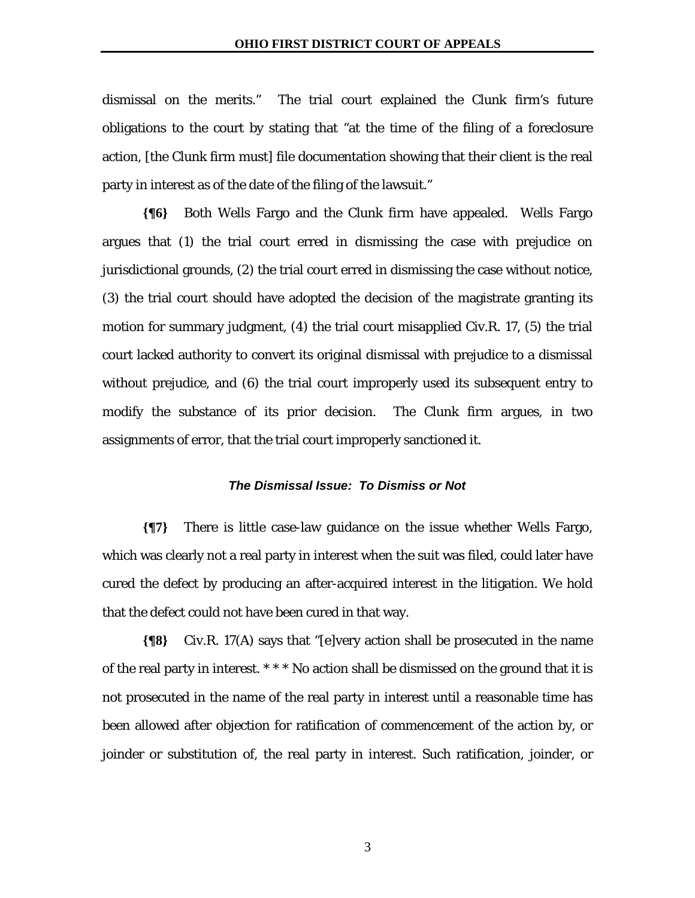dismissal on the merits." The trial court explained the Clunk firm's future obligations to the court by stating that "at the time of the filing of a foreclosure action, [the Clunk firm must] file documentation showing that their client is the real party in interest as of the date of the filing of the lawsuit."

**{¶6}** Both Wells Fargo and the Clunk firm have appealed. Wells Fargo argues that (1) the trial court erred in dismissing the case with prejudice on jurisdictional grounds, (2) the trial court erred in dismissing the case without notice, (3) the trial court should have adopted the decision of the magistrate granting its motion for summary judgment, (4) the trial court misapplied Civ.R. 17, (5) the trial court lacked authority to convert its original dismissal with prejudice to a dismissal without prejudice, and (6) the trial court improperly used its subsequent entry to modify the substance of its prior decision. The Clunk firm argues, in two assignments of error, that the trial court improperly sanctioned it.

### ***The Dismissal Issue: To Dismiss or Not***

**{¶7}** There is little case-law guidance on the issue whether Wells Fargo, which was clearly not a real party in interest when the suit was filed, could later have cured the defect by producing an after-acquired interest in the litigation. We hold that the defect could not have been cured in that way.

**{¶8}** Civ.R. 17(A) says that "[e]very action shall be prosecuted in the name of the real party in interest. * * * No action shall be dismissed on the ground that it is not prosecuted in the name of the real party in interest until a reasonable time has been allowed after objection for ratification of commencement of the action by, or joinder or substitution of, the real party in interest. Such ratification, joinder, or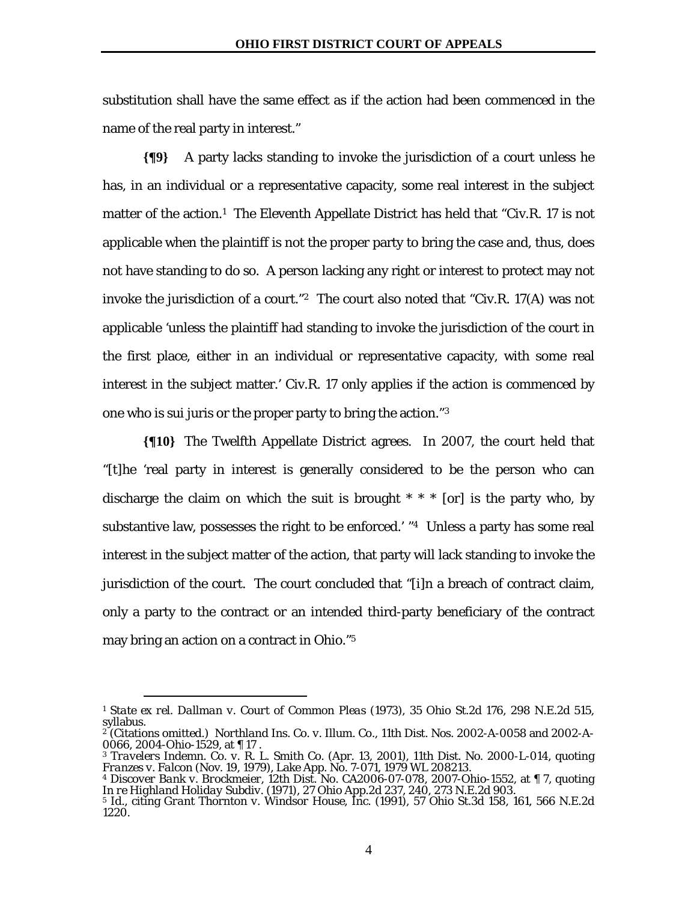substitution shall have the same effect as if the action had been commenced in the name of the real party in interest."

**{¶9}** A party lacks standing to invoke the jurisdiction of a court unless he has, in an individual or a representative capacity, some real interest in the subject matter of the action.[1] The Eleventh Appellate District has held that "Civ.R. 17 is not applicable when the plaintiff is not the proper party to bring the case and, thus, does not have standing to do so. A person lacking any right or interest to protect may not invoke the jurisdiction of a court."[2] The court also noted that "Civ.R. 17(A) was not applicable 'unless the plaintiff had standing to invoke the jurisdiction of the court in the first place, either in an individual or representative capacity, with some real interest in the subject matter.' Civ.R. 17 only applies if the action is commenced by one who is sui juris or the proper party to bring the action."[3]

**{¶10}** The Twelfth Appellate District agrees. In 2007, the court held that "[t]he 'real party in interest is generally considered to be the person who can discharge the claim on which the suit is brought * * * [or] is the party who, by substantive law, possesses the right to be enforced.' "[4] Unless a party has some real interest in the subject matter of the action, that party will lack standing to invoke the jurisdiction of the court. The court concluded that "[i]n a breach of contract claim, only a party to the contract or an intended third-party beneficiary of the contract may bring an action on a contract in Ohio."[5]

---

[1] *State ex rel. Dallman v. Court of Common Pleas* (1973), 35 Ohio St.2d 176, 298 N.E.2d 515, syllabus.

[2] (Citations omitted.) *Northland Ins. Co. v. Illum. Co.*, 11th Dist. Nos. 2002-A-0058 and 2002-A-0066, 2004-Ohio-1529, at ¶ 17 .

[3] *Travelers Indemn. Co. v. R. L. Smith Co.* (Apr. 13, 2001), 11th Dist. No. 2000-L-014, quoting *Franzes v. Falcon* (Nov. 19, 1979), Lake App. No. 7-071, 1979 WL 208213.

[4] *Discover Bank v. Brockmeier*, 12th Dist. No. CA2006-07-078, 2007-Ohio-1552, at ¶ 7, quoting *In re Highland Holiday Subdiv.* (1971), 27 Ohio App.2d 237, 240, 273 N.E.2d 903.

[5] *Id.*, citing *Grant Thornton v. Windsor House, Inc.* (1991), 57 Ohio St.3d 158, 161, 566 N.E.2d 1220.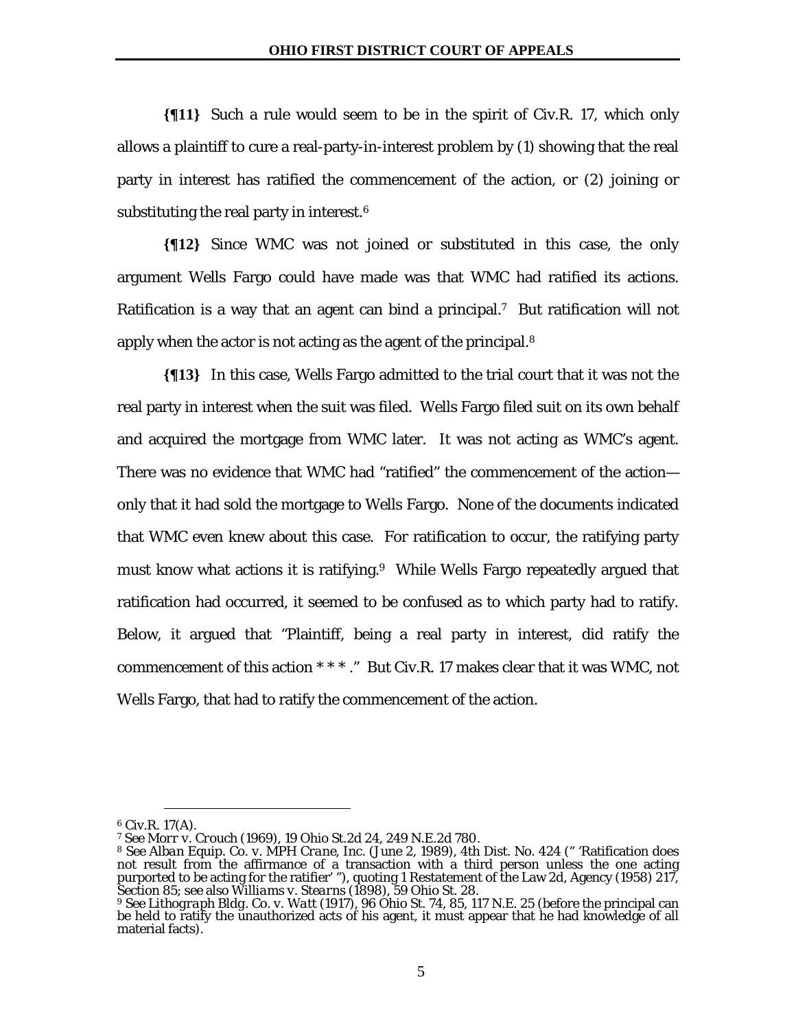**{¶11}** Such a rule would seem to be in the spirit of Civ.R. 17, which only allows a plaintiff to cure a real-party-in-interest problem by (1) showing that the real party in interest has ratified the commencement of the action, or (2) joining or substituting the real party in interest.[6]

**{¶12}** Since WMC was not joined or substituted in this case, the only argument Wells Fargo could have made was that WMC had ratified its actions. Ratification is a way that an agent can bind a principal.[7] But ratification will not apply when the actor is not acting as the agent of the principal.[8]

**{¶13}** In this case, Wells Fargo admitted to the trial court that it was not the real party in interest when the suit was filed. Wells Fargo filed suit on its own behalf and acquired the mortgage from WMC later. It was not acting as WMC's agent. There was no evidence that WMC had "ratified" the commencement of the action—only that it had sold the mortgage to Wells Fargo. None of the documents indicated that WMC even knew about this case. For ratification to occur, the ratifying party must know what actions it is ratifying.[9] While Wells Fargo repeatedly argued that ratification had occurred, it seemed to be confused as to which party had to ratify. Below, it argued that "Plaintiff, being a real party in interest, did ratify the commencement of this action * * * ." But Civ.R. 17 makes clear that it was WMC, not Wells Fargo, that had to ratify the commencement of the action.

---

[6] Civ.R. 17(A).

[7] See *Morr v. Crouch* (1969), 19 Ohio St.2d 24, 249 N.E.2d 780.

[8] See *Alban Equip. Co. v. MPH Crane, Inc.* (June 2, 1989), 4th Dist. No. 424 (" 'Ratification does not result from the affirmance of a transaction with a third person unless the one acting purported to be acting for the ratifier' "), quoting 1 Restatement of the Law 2d, Agency (1958) 217, Section 85; see also *Williams v. Stearns* (1898), 59 Ohio St. 28.

[9] See *Lithograph Bldg. Co. v. Watt* (1917), 96 Ohio St. 74, 85, 117 N.E. 25 (before the principal can be held to ratify the unauthorized acts of his agent, it must appear that he had knowledge of all material facts).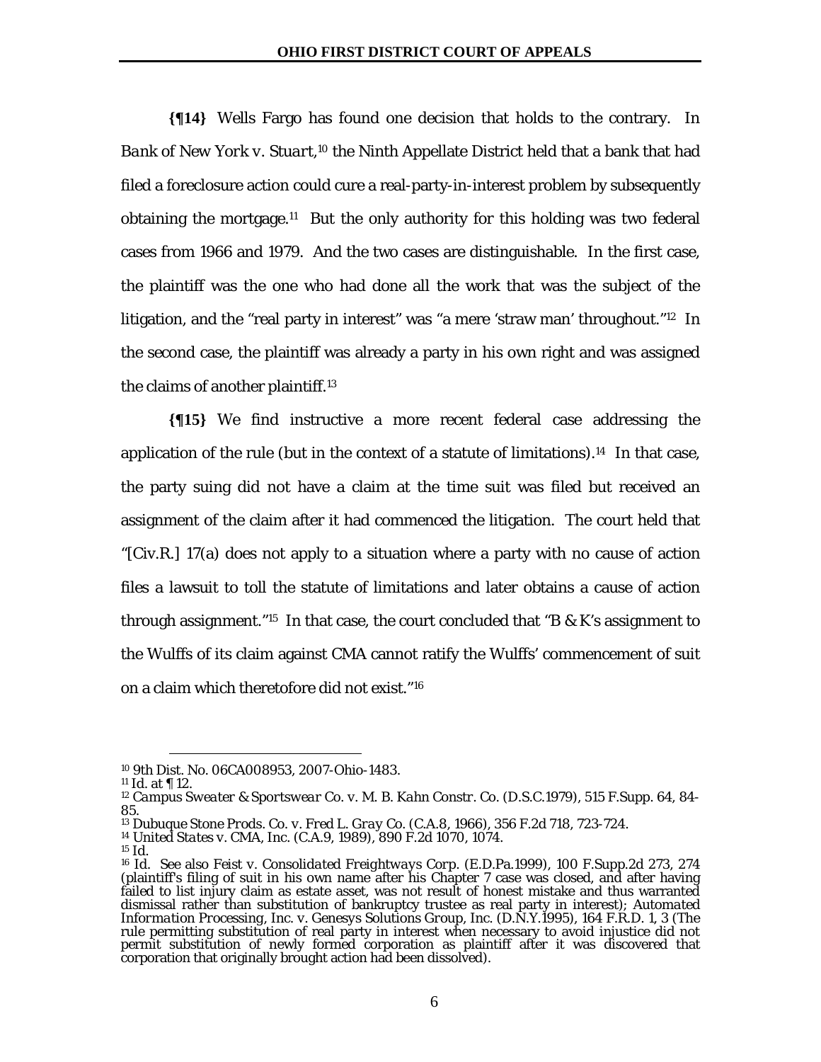**{¶14}** Wells Fargo has found one decision that holds to the contrary. In *Bank of New York v. Stuart*,[10] the Ninth Appellate District held that a bank that had filed a foreclosure action could cure a real-party-in-interest problem by subsequently obtaining the mortgage.[11] But the only authority for this holding was two federal cases from 1966 and 1979. And the two cases are distinguishable. In the first case, the plaintiff was the one who had done all the work that was the subject of the litigation, and the "real party in interest" was "a mere 'straw man' throughout."[12] In the second case, the plaintiff was already a party in his own right and was assigned the claims of another plaintiff.[13]

**{¶15}** We find instructive a more recent federal case addressing the application of the rule (but in the context of a statute of limitations).[14] In that case, the party suing did not have a claim at the time suit was filed but received an assignment of the claim after it had commenced the litigation. The court held that "[Civ.R.] 17(a) does not apply to a situation where a party with no cause of action files a lawsuit to toll the statute of limitations and later obtains a cause of action through assignment."[15] In that case, the court concluded that "B & K's assignment to the Wulffs of its claim against CMA cannot ratify the Wulffs' commencement of suit on a claim which theretofore did not exist."[16]

---

[10] 9th Dist. No. 06CA008953, 2007-Ohio-1483.

[11] *Id.* at ¶ 12.

[12] *Campus Sweater & Sportswear Co. v. M. B. Kahn Constr. Co.* (D.S.C.1979), 515 F.Supp. 64, 84-85.

[13] *Dubuque Stone Prods. Co. v. Fred L. Gray Co.* (C.A.8, 1966), 356 F.2d 718, 723-724.

[14] *United States v. CMA, Inc.* (C.A.9, 1989), 890 F.2d 1070, 1074.

[15] *Id.*

[16] *Id.* See also *Feist v. Consolidated Freightways Corp.* (E.D.Pa.1999), 100 F.Supp.2d 273, 274 (plaintiff's filing of suit in his own name after his Chapter 7 case was closed, and after having failed to list injury claim as estate asset, was not result of honest mistake and thus warranted dismissal rather than substitution of bankruptcy trustee as real party in interest); *Automated Information Processing, Inc. v. Genesys Solutions Group, Inc.* (D.N.Y.1995), 164 F.R.D. 1, 3 (The rule permitting substitution of real party in interest when necessary to avoid injustice did not permit substitution of newly formed corporation as plaintiff after it was discovered that corporation that originally brought action had been dissolved).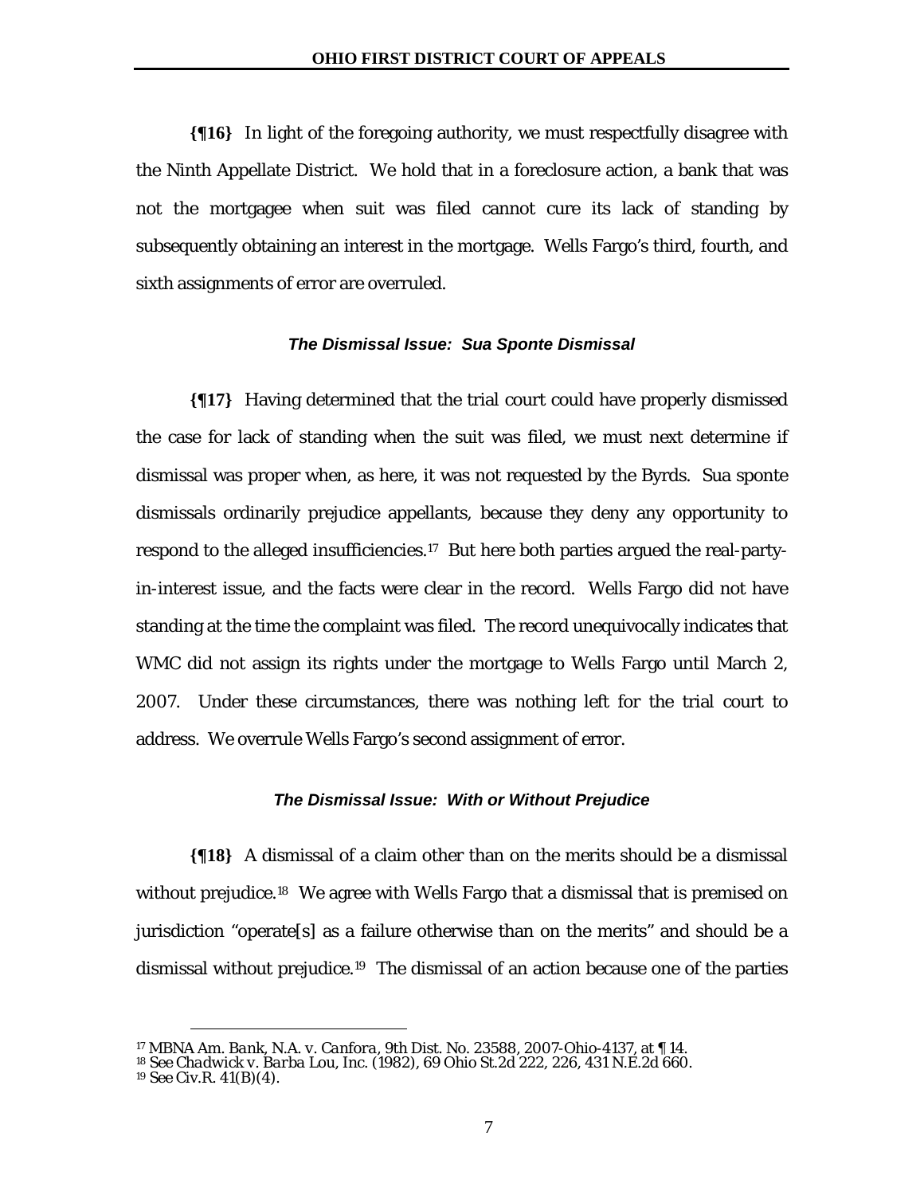**{¶16}** In light of the foregoing authority, we must respectfully disagree with the Ninth Appellate District. We hold that in a foreclosure action, a bank that was not the mortgagee when suit was filed cannot cure its lack of standing by subsequently obtaining an interest in the mortgage. Wells Fargo's third, fourth, and sixth assignments of error are overruled.

### *The Dismissal Issue: Sua Sponte Dismissal*

**{¶17}** Having determined that the trial court could have properly dismissed the case for lack of standing when the suit was filed, we must next determine if dismissal was proper when, as here, it was not requested by the Byrds. Sua sponte dismissals ordinarily prejudice appellants, because they deny any opportunity to respond to the alleged insufficiencies.[17] But here both parties argued the real-party-in-interest issue, and the facts were clear in the record. Wells Fargo did not have standing at the time the complaint was filed. The record unequivocally indicates that WMC did not assign its rights under the mortgage to Wells Fargo until March 2, 2007. Under these circumstances, there was nothing left for the trial court to address. We overrule Wells Fargo's second assignment of error.

### *The Dismissal Issue: With or Without Prejudice*

**{¶18}** A dismissal of a claim other than on the merits should be a dismissal without prejudice.[18] We agree with Wells Fargo that a dismissal that is premised on jurisdiction "operate[s] as a failure otherwise than on the merits" and should be a dismissal without prejudice.[19] The dismissal of an action because one of the parties

---

[17] *MBNA Am. Bank, N.A. v. Canfora*, 9th Dist. No. 23588, 2007-Ohio-4137, at ¶ 14.

[18] See *Chadwick v. Barba Lou, Inc.* (1982), 69 Ohio St.2d 222, 226, 431 N.E.2d 660.

[19] See Civ.R. 41(B)(4).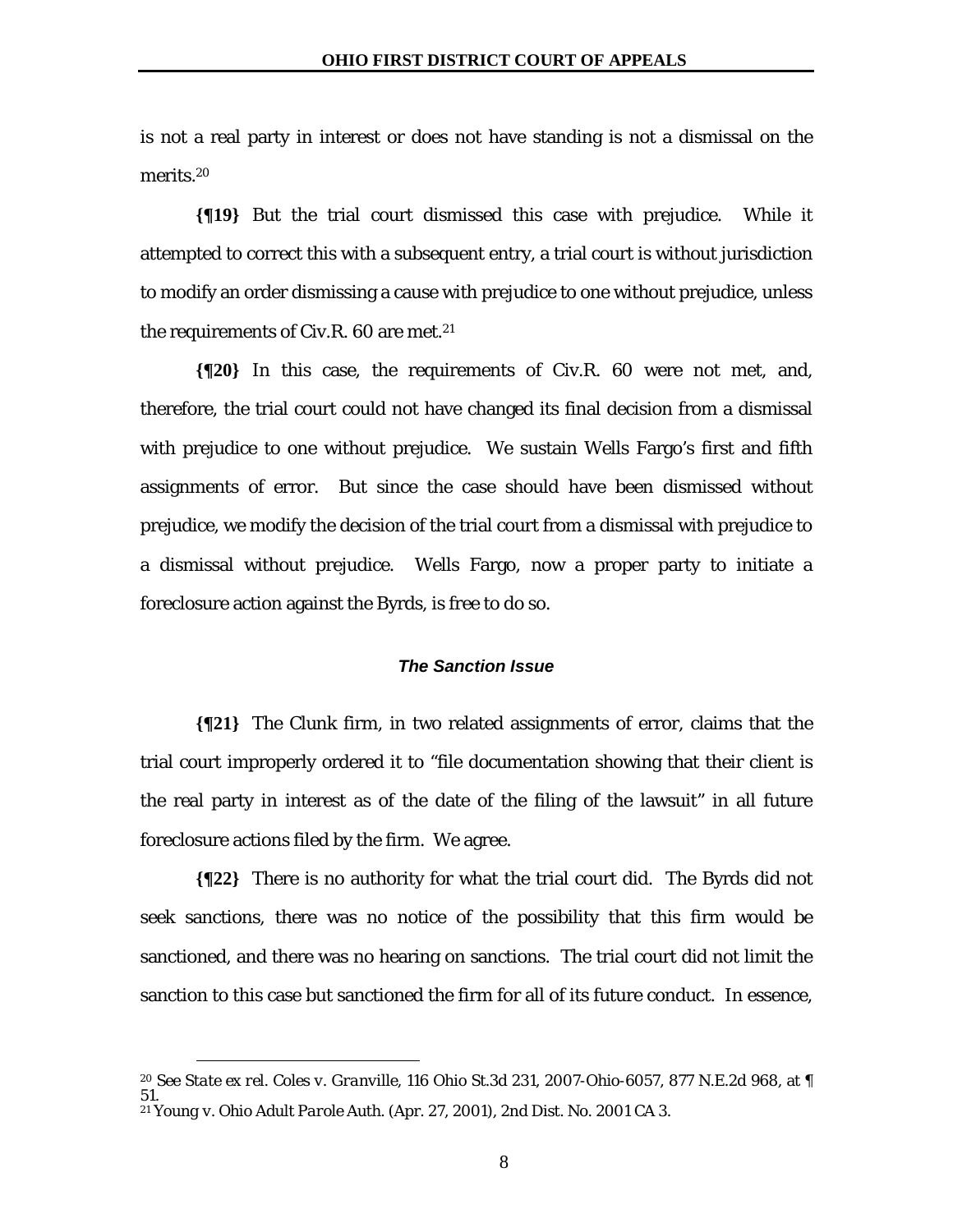is not a real party in interest or does not have standing is not a dismissal on the merits.[20]

**{¶19}** But the trial court dismissed this case with prejudice. While it attempted to correct this with a subsequent entry, a trial court is without jurisdiction to modify an order dismissing a cause with prejudice to one without prejudice, unless the requirements of Civ.R. 60 are met.[21]

**{¶20}** In this case, the requirements of Civ.R. 60 were not met, and, therefore, the trial court could not have changed its final decision from a dismissal with prejudice to one without prejudice. We sustain Wells Fargo's first and fifth assignments of error. But since the case should have been dismissed without prejudice, we modify the decision of the trial court from a dismissal with prejudice to a dismissal without prejudice. Wells Fargo, now a proper party to initiate a foreclosure action against the Byrds, is free to do so.

### *The Sanction Issue*

**{¶21}** The Clunk firm, in two related assignments of error, claims that the trial court improperly ordered it to "file documentation showing that their client is the real party in interest as of the date of the filing of the lawsuit" in all future foreclosure actions filed by the firm. We agree.

**{¶22}** There is no authority for what the trial court did. The Byrds did not seek sanctions, there was no notice of the possibility that this firm would be sanctioned, and there was no hearing on sanctions. The trial court did not limit the sanction to this case but sanctioned the firm for all of its future conduct. In essence,

---

[20] See *State ex rel. Coles v. Granville*, 116 Ohio St.3d 231, 2007-Ohio-6057, 877 N.E.2d 968, at ¶ 51.

[21] *Young v. Ohio Adult Parole Auth.* (Apr. 27, 2001), 2nd Dist. No. 2001 CA 3.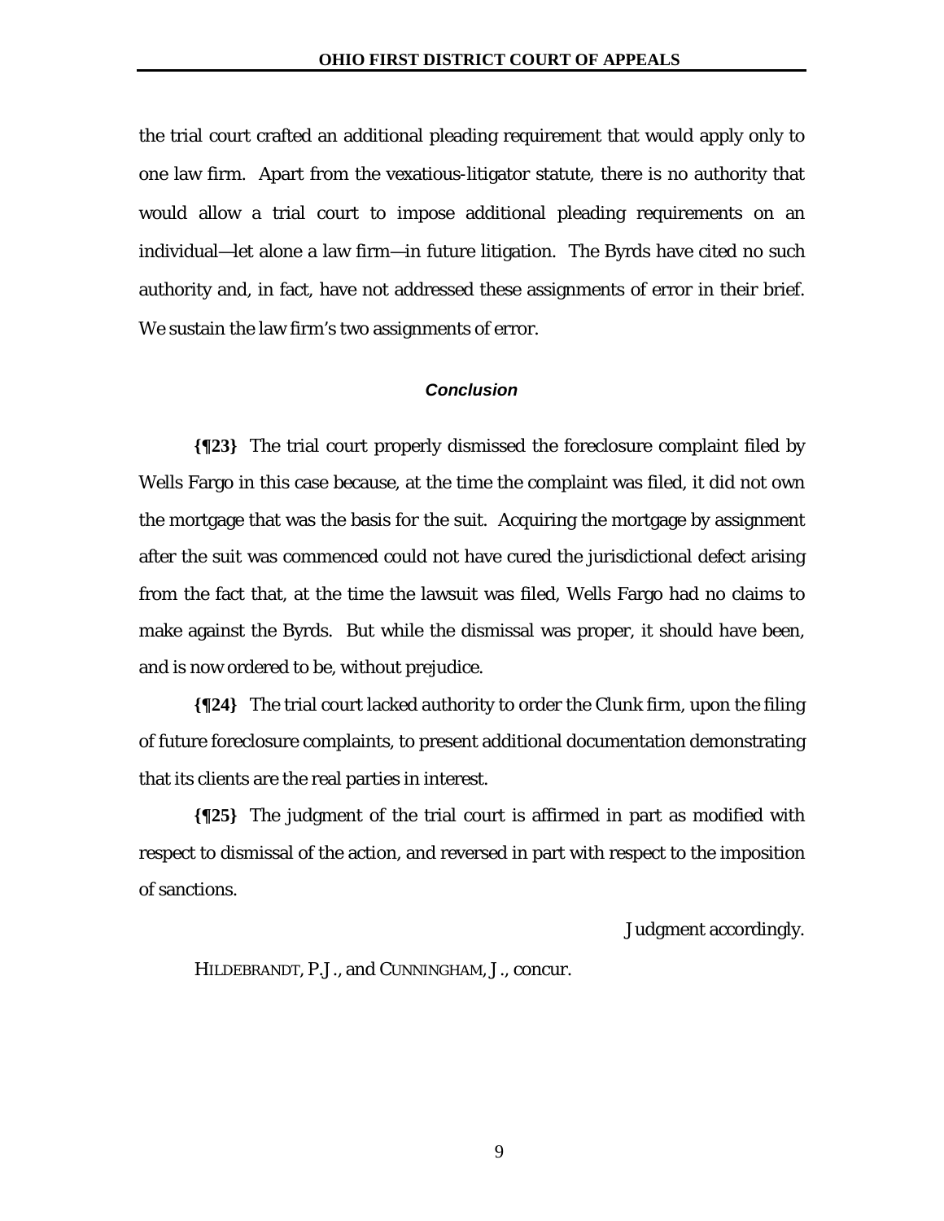the trial court crafted an additional pleading requirement that would apply only to one law firm. Apart from the vexatious-litigator statute, there is no authority that would allow a trial court to impose additional pleading requirements on an individual—let alone a law firm—in future litigation. The Byrds have cited no such authority and, in fact, have not addressed these assignments of error in their brief. We sustain the law firm's two assignments of error.

### *Conclusion*

**{¶23}** The trial court properly dismissed the foreclosure complaint filed by Wells Fargo in this case because, at the time the complaint was filed, it did not own the mortgage that was the basis for the suit. Acquiring the mortgage by assignment after the suit was commenced could not have cured the jurisdictional defect arising from the fact that, at the time the lawsuit was filed, Wells Fargo had no claims to make against the Byrds. But while the dismissal was proper, it should have been, and is now ordered to be, without prejudice.

**{¶24}** The trial court lacked authority to order the Clunk firm, upon the filing of future foreclosure complaints, to present additional documentation demonstrating that its clients are the real parties in interest.

**{¶25}** The judgment of the trial court is affirmed in part as modified with respect to dismissal of the action, and reversed in part with respect to the imposition of sanctions.

Judgment accordingly.

HILDEBRANDT, P.J., and CUNNINGHAM, J., concur.